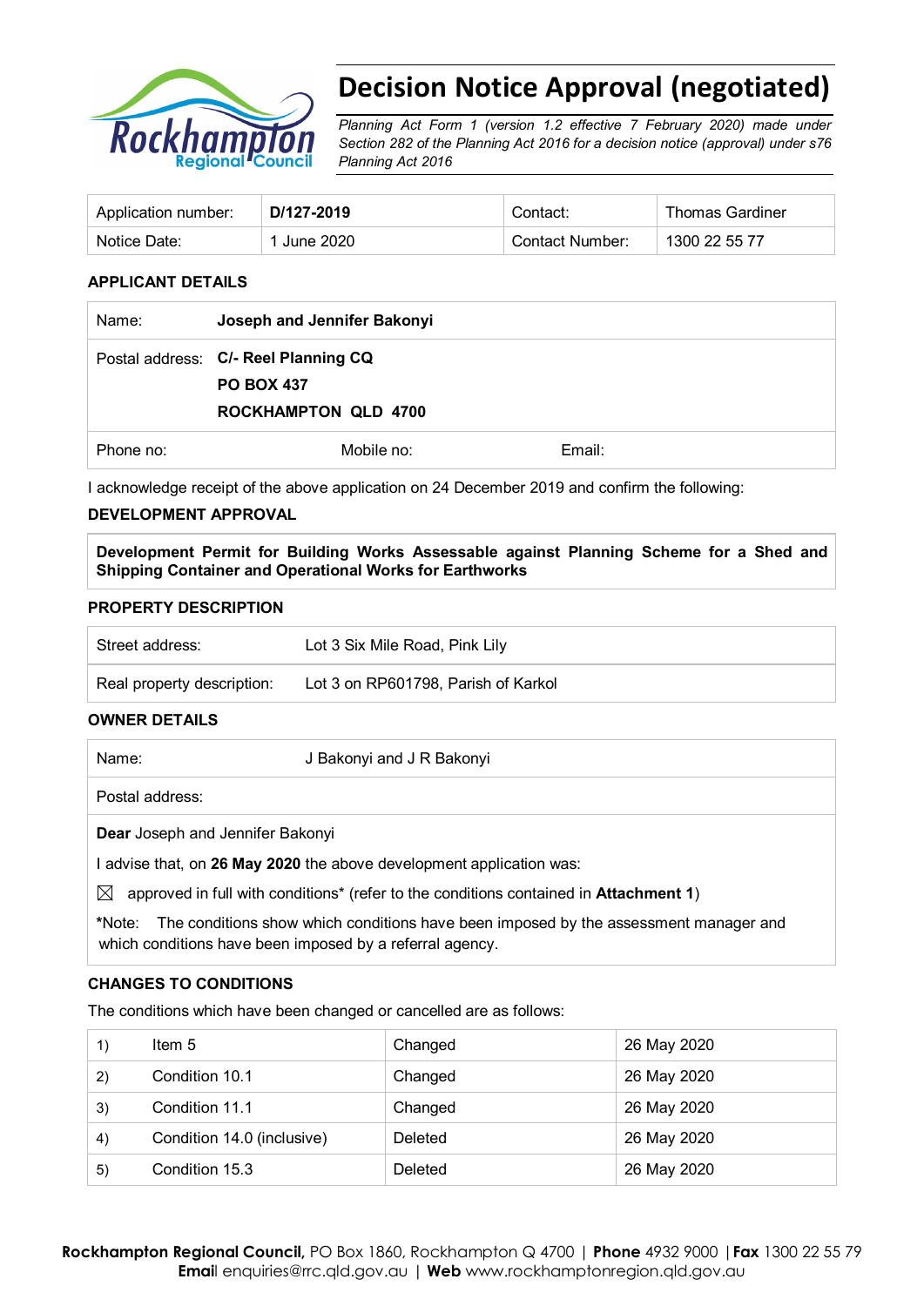# Decision Notice Approval (negotiated)

*Planning Act Form 1 (version 1.2 effective 7 February 2020) made under Section 282 of the Planning Act 2016 for a decision notice (approval) under s76 Planning Act 2016*

| Application number: | **D/127-2019** | Contact: | Thomas Gardiner |
|---|---|---|---|
| Notice Date: | 1 June 2020 | Contact Number: | 1300 22 55 77 |

## APPLICANT DETAILS

| | | | |
|---|---|---|---|
| Name: | **Joseph and Jennifer Bakonyi** | | |
| Postal address: | **C/- Reel Planning CQ**<br>**PO BOX 437**<br>**ROCKHAMPTON QLD 4700** | | |
| Phone no: | Mobile no: | Email: | |

I acknowledge receipt of the above application on 24 December 2019 and confirm the following:

## DEVELOPMENT APPROVAL

**Development Permit for Building Works Assessable against Planning Scheme for a Shed and Shipping Container and Operational Works for Earthworks**

## PROPERTY DESCRIPTION

| | |
|---|---|
| Street address: | Lot 3 Six Mile Road, Pink Lily |
| Real property description: | Lot 3 on RP601798, Parish of Karkol |

## OWNER DETAILS

| | |
|---|---|
| Name: | J Bakonyi and J R Bakonyi |
| Postal address: | |

**Dear** Joseph and Jennifer Bakonyi

I advise that, on **26 May 2020** the above development application was:

☒ approved in full with conditions* (refer to the conditions contained in **Attachment 1**)

*Note: The conditions show which conditions have been imposed by the assessment manager and which conditions have been imposed by a referral agency.

## CHANGES TO CONDITIONS

The conditions which have been changed or cancelled are as follows:

| | | | |
|---|---|---|---|
| 1) | Item 5 | Changed | 26 May 2020 |
| 2) | Condition 10.1 | Changed | 26 May 2020 |
| 3) | Condition 11.1 | Changed | 26 May 2020 |
| 4) | Condition 14.0 (inclusive) | Deleted | 26 May 2020 |
| 5) | Condition 15.3 | Deleted | 26 May 2020 |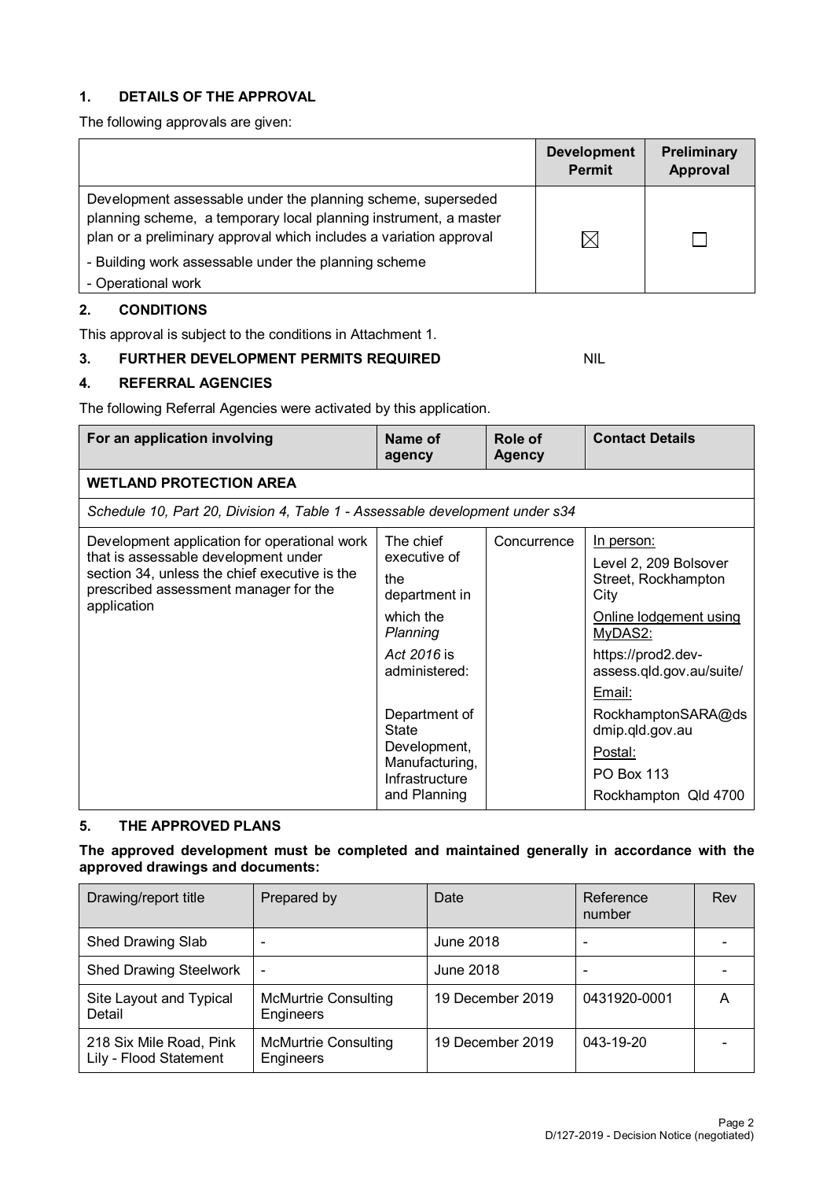## 1. DETAILS OF THE APPROVAL

The following approvals are given:

| | Development Permit | Preliminary Approval |
|---|---|---|
| Development assessable under the planning scheme, superseded planning scheme, a temporary local planning instrument, a master plan or a preliminary approval which includes a variation approval<br>- Building work assessable under the planning scheme<br>- Operational work | ☒ | ☐ |

## 2. CONDITIONS

This approval is subject to the conditions in Attachment 1.

## 3. FURTHER DEVELOPMENT PERMITS REQUIRED NIL

## 4. REFERRAL AGENCIES

The following Referral Agencies were activated by this application.

| For an application involving | Name of agency | Role of Agency | Contact Details |
|---|---|---|---|
| **WETLAND PROTECTION AREA** | | | |
| *Schedule 10, Part 20, Division 4, Table 1 - Assessable development under s34* | | | |
| Development application for operational work that is assessable development under section 34, unless the chief executive is the prescribed assessment manager for the application | The chief executive of the department in which the *Planning Act 2016* is administered:<br><br>Department of State Development, Manufacturing, Infrastructure and Planning | Concurrence | In person:<br>Level 2, 209 Bolsover Street, Rockhampton City<br>Online lodgement using MyDAS2:<br>https://prod2.dev-assess.qld.gov.au/suite/<br>Email:<br>RockhamptonSARA@dsdmip.qld.gov.au<br>Postal:<br>PO Box 113<br>Rockhampton Qld 4700 |

## 5. THE APPROVED PLANS

**The approved development must be completed and maintained generally in accordance with the approved drawings and documents:**

| Drawing/report title | Prepared by | Date | Reference number | Rev |
|---|---|---|---|---|
| Shed Drawing Slab | - | June 2018 | - | - |
| Shed Drawing Steelwork | - | June 2018 | - | - |
| Site Layout and Typical Detail | McMurtrie Consulting Engineers | 19 December 2019 | 0431920-0001 | A |
| 218 Six Mile Road, Pink Lily - Flood Statement | McMurtrie Consulting Engineers | 19 December 2019 | 043-19-20 | - |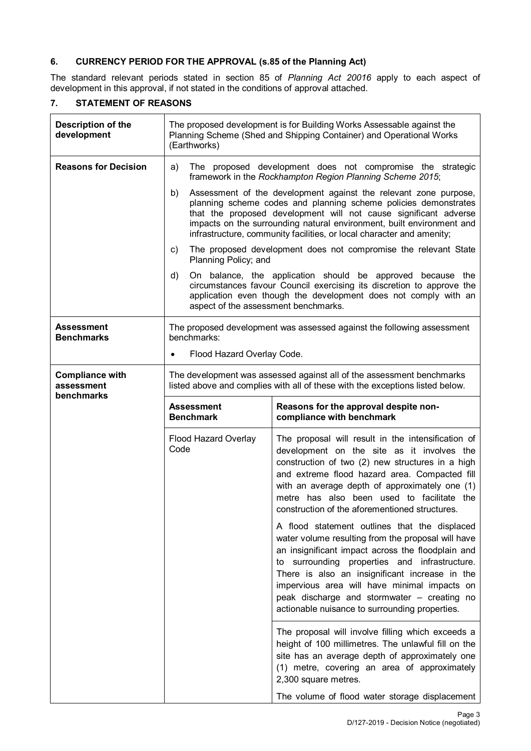## 6. CURRENCY PERIOD FOR THE APPROVAL (s.85 of the Planning Act)

The standard relevant periods stated in section 85 of *Planning Act 20016* apply to each aspect of development in this approval, if not stated in the conditions of approval attached.

## 7. STATEMENT OF REASONS

| | | |
|---|---|---|
| **Description of the development** | The proposed development is for Building Works Assessable against the Planning Scheme (Shed and Shipping Container) and Operational Works (Earthworks) | |
| **Reasons for Decision** | a) The proposed development does not compromise the strategic framework in the *Rockhampton Region Planning Scheme 2015*;<br><br>b) Assessment of the development against the relevant zone purpose, planning scheme codes and planning scheme policies demonstrates that the proposed development will not cause significant adverse impacts on the surrounding natural environment, built environment and infrastructure, community facilities, or local character and amenity;<br><br>c) The proposed development does not compromise the relevant State Planning Policy; and<br><br>d) On balance, the application should be approved because the circumstances favour Council exercising its discretion to approve the application even though the development does not comply with an aspect of the assessment benchmarks. | |
| **Assessment Benchmarks** | The proposed development was assessed against the following assessment benchmarks:<br><br>• Flood Hazard Overlay Code. | |
| **Compliance with assessment benchmarks** | The development was assessed against all of the assessment benchmarks listed above and complies with all of these with the exceptions listed below. | |
| | **Assessment Benchmark** | **Reasons for the approval despite non-compliance with benchmark** |
| | Flood Hazard Overlay Code | The proposal will result in the intensification of development on the site as it involves the construction of two (2) new structures in a high and extreme flood hazard area. Compacted fill with an average depth of approximately one (1) metre has also been used to facilitate the construction of the aforementioned structures.<br><br>A flood statement outlines that the displaced water volume resulting from the proposal will have an insignificant impact across the floodplain and to surrounding properties and infrastructure. There is also an insignificant increase in the impervious area will have minimal impacts on peak discharge and stormwater – creating no actionable nuisance to surrounding properties. |
| | | The proposal will involve filling which exceeds a height of 100 millimetres. The unlawful fill on the site has an average depth of approximately one (1) metre, covering an area of approximately 2,300 square metres.<br><br>The volume of flood water storage displacement |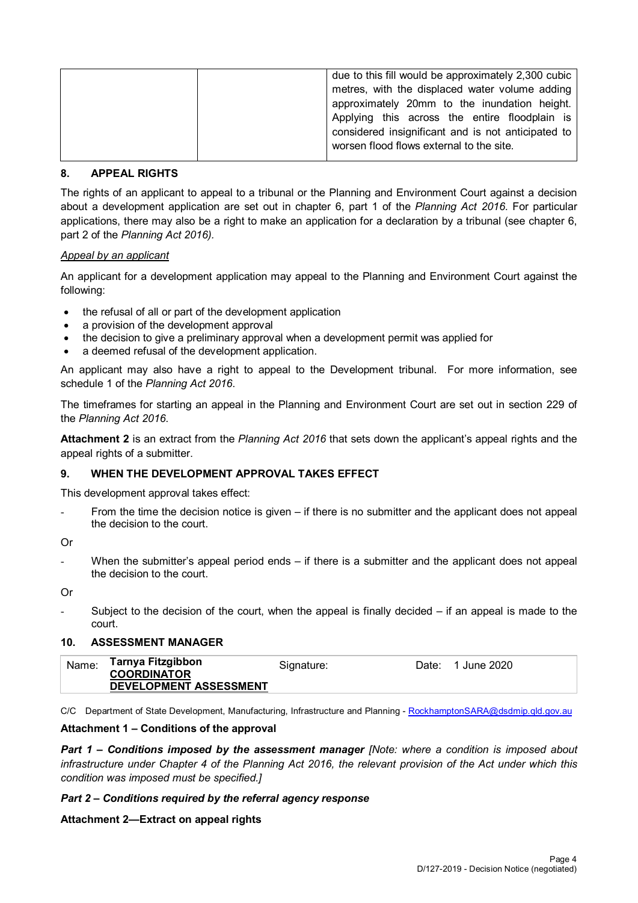| | | due to this fill would be approximately 2,300 cubic metres, with the displaced water volume adding approximately 20mm to the inundation height. Applying this across the entire floodplain is considered insignificant and is not anticipated to worsen flood flows external to the site. |
|---|---|---|

## 8. APPEAL RIGHTS

The rights of an applicant to appeal to a tribunal or the Planning and Environment Court against a decision about a development application are set out in chapter 6, part 1 of the *Planning Act 2016*. For particular applications, there may also be a right to make an application for a declaration by a tribunal (see chapter 6, part 2 of the *Planning Act 2016).*

*Appeal by an applicant*

An applicant for a development application may appeal to the Planning and Environment Court against the following:

- the refusal of all or part of the development application
- a provision of the development approval
- the decision to give a preliminary approval when a development permit was applied for
- a deemed refusal of the development application.

An applicant may also have a right to appeal to the Development tribunal. For more information, see schedule 1 of the *Planning Act 2016*.

The timeframes for starting an appeal in the Planning and Environment Court are set out in section 229 of the *Planning Act 2016*.

**Attachment 2** is an extract from the *Planning Act 2016* that sets down the applicant's appeal rights and the appeal rights of a submitter.

## 9. WHEN THE DEVELOPMENT APPROVAL TAKES EFFECT

This development approval takes effect:

- From the time the decision notice is given – if there is no submitter and the applicant does not appeal the decision to the court.

Or

- When the submitter's appeal period ends – if there is a submitter and the applicant does not appeal the decision to the court.

Or

- Subject to the decision of the court, when the appeal is finally decided – if an appeal is made to the court.

## 10. ASSESSMENT MANAGER

| Name: | **Tarnya Fitzgibbon**<br>**COORDINATOR**<br>**DEVELOPMENT ASSESSMENT** | Signature: | Date: 1 June 2020 |
|---|---|---|---|

C/C Department of State Development, Manufacturing, Infrastructure and Planning - RockhamptonSARA@dsdmip.qld.gov.au

**Attachment 1 – Conditions of the approval**

***Part 1 – Conditions imposed by the assessment manager*** *[Note: where a condition is imposed about infrastructure under Chapter 4 of the Planning Act 2016, the relevant provision of the Act under which this condition was imposed must be specified.]*

***Part 2 – Conditions required by the referral agency response***

**Attachment 2—Extract on appeal rights**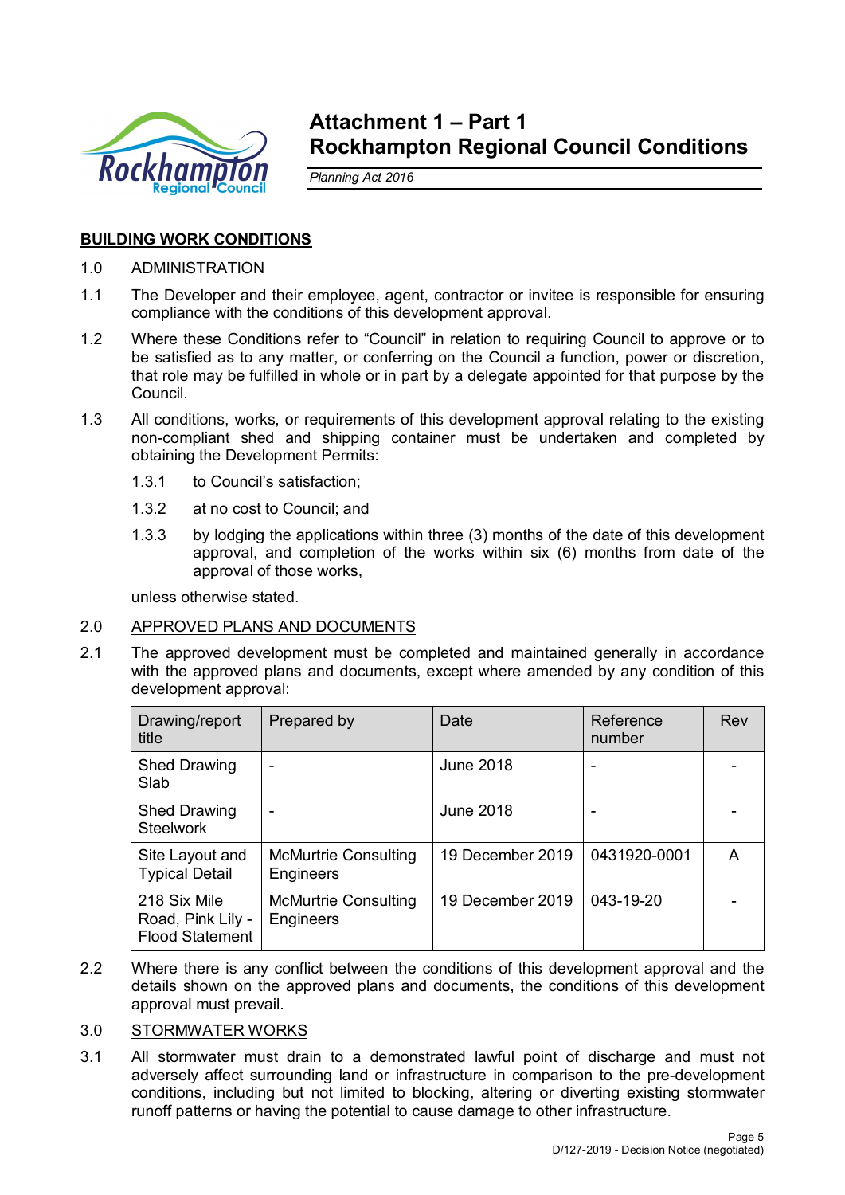# Attachment 1 – Part 1
# Rockhampton Regional Council Conditions

*Planning Act 2016*

## BUILDING WORK CONDITIONS

1.0 ADMINISTRATION

1.1 The Developer and their employee, agent, contractor or invitee is responsible for ensuring compliance with the conditions of this development approval.

1.2 Where these Conditions refer to "Council" in relation to requiring Council to approve or to be satisfied as to any matter, or conferring on the Council a function, power or discretion, that role may be fulfilled in whole or in part by a delegate appointed for that purpose by the Council.

1.3 All conditions, works, or requirements of this development approval relating to the existing non-compliant shed and shipping container must be undertaken and completed by obtaining the Development Permits:

1.3.1 to Council's satisfaction;

1.3.2 at no cost to Council; and

1.3.3 by lodging the applications within three (3) months of the date of this development approval, and completion of the works within six (6) months from date of the approval of those works,

unless otherwise stated.

2.0 APPROVED PLANS AND DOCUMENTS

2.1 The approved development must be completed and maintained generally in accordance with the approved plans and documents, except where amended by any condition of this development approval:

| Drawing/report title | Prepared by | Date | Reference number | Rev |
|---|---|---|---|---|
| Shed Drawing Slab | - | June 2018 | - | - |
| Shed Drawing Steelwork | - | June 2018 | - | - |
| Site Layout and Typical Detail | McMurtrie Consulting Engineers | 19 December 2019 | 0431920-0001 | A |
| 218 Six Mile Road, Pink Lily - Flood Statement | McMurtrie Consulting Engineers | 19 December 2019 | 043-19-20 | - |

2.2 Where there is any conflict between the conditions of this development approval and the details shown on the approved plans and documents, the conditions of this development approval must prevail.

3.0 STORMWATER WORKS

3.1 All stormwater must drain to a demonstrated lawful point of discharge and must not adversely affect surrounding land or infrastructure in comparison to the pre-development conditions, including but not limited to blocking, altering or diverting existing stormwater runoff patterns or having the potential to cause damage to other infrastructure.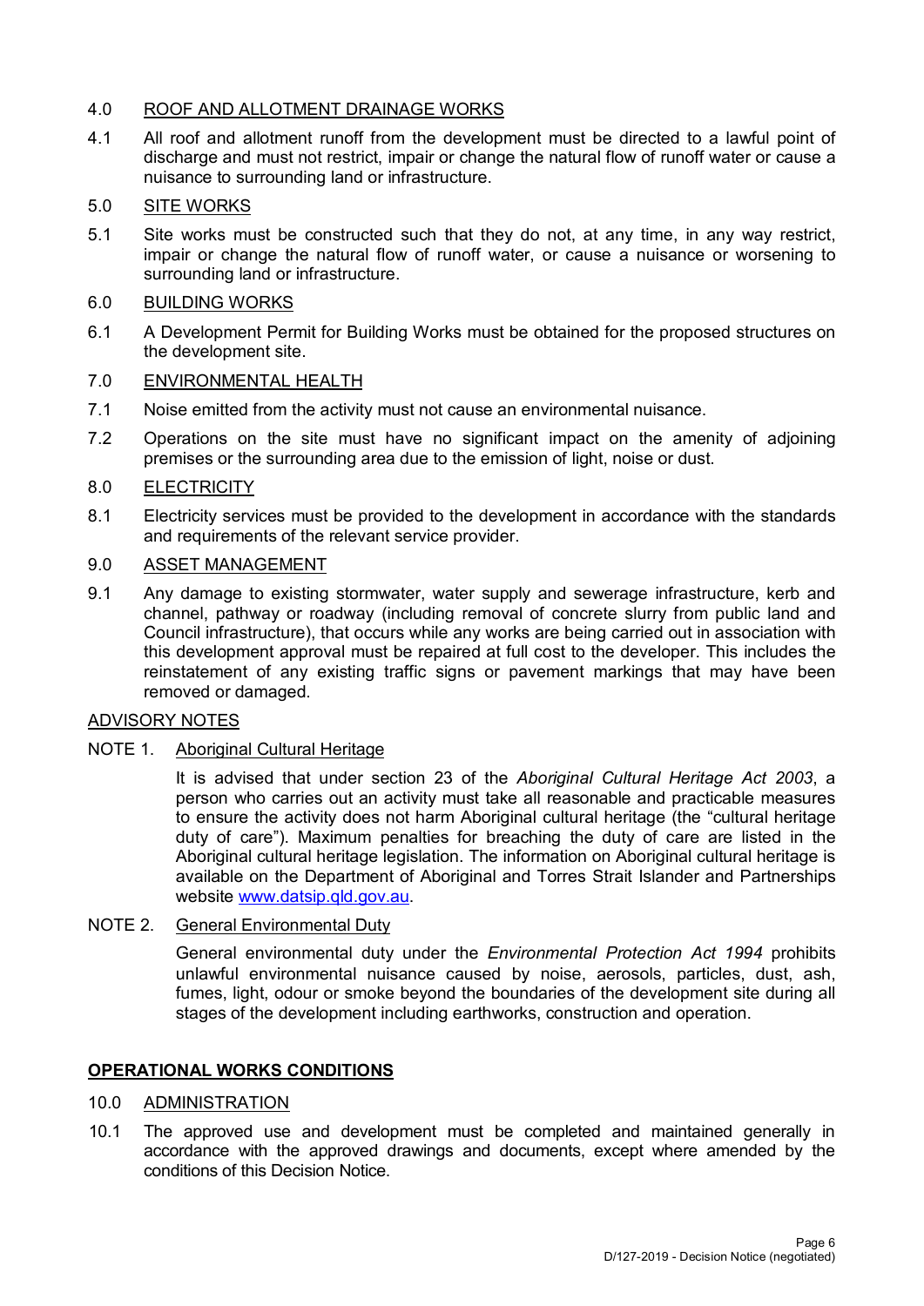4.0 ROOF AND ALLOTMENT DRAINAGE WORKS

4.1 All roof and allotment runoff from the development must be directed to a lawful point of discharge and must not restrict, impair or change the natural flow of runoff water or cause a nuisance to surrounding land or infrastructure.

5.0 SITE WORKS

5.1 Site works must be constructed such that they do not, at any time, in any way restrict, impair or change the natural flow of runoff water, or cause a nuisance or worsening to surrounding land or infrastructure.

6.0 BUILDING WORKS

6.1 A Development Permit for Building Works must be obtained for the proposed structures on the development site.

7.0 ENVIRONMENTAL HEALTH

7.1 Noise emitted from the activity must not cause an environmental nuisance.

7.2 Operations on the site must have no significant impact on the amenity of adjoining premises or the surrounding area due to the emission of light, noise or dust.

8.0 ELECTRICITY

8.1 Electricity services must be provided to the development in accordance with the standards and requirements of the relevant service provider.

9.0 ASSET MANAGEMENT

9.1 Any damage to existing stormwater, water supply and sewerage infrastructure, kerb and channel, pathway or roadway (including removal of concrete slurry from public land and Council infrastructure), that occurs while any works are being carried out in association with this development approval must be repaired at full cost to the developer. This includes the reinstatement of any existing traffic signs or pavement markings that may have been removed or damaged.

ADVISORY NOTES

NOTE 1. Aboriginal Cultural Heritage

It is advised that under section 23 of the *Aboriginal Cultural Heritage Act 2003*, a person who carries out an activity must take all reasonable and practicable measures to ensure the activity does not harm Aboriginal cultural heritage (the "cultural heritage duty of care"). Maximum penalties for breaching the duty of care are listed in the Aboriginal cultural heritage legislation. The information on Aboriginal cultural heritage is available on the Department of Aboriginal and Torres Strait Islander and Partnerships website www.datsip.qld.gov.au.

NOTE 2. General Environmental Duty

General environmental duty under the *Environmental Protection Act 1994* prohibits unlawful environmental nuisance caused by noise, aerosols, particles, dust, ash, fumes, light, odour or smoke beyond the boundaries of the development site during all stages of the development including earthworks, construction and operation.

**OPERATIONAL WORKS CONDITIONS**

10.0 ADMINISTRATION

10.1 The approved use and development must be completed and maintained generally in accordance with the approved drawings and documents, except where amended by the conditions of this Decision Notice.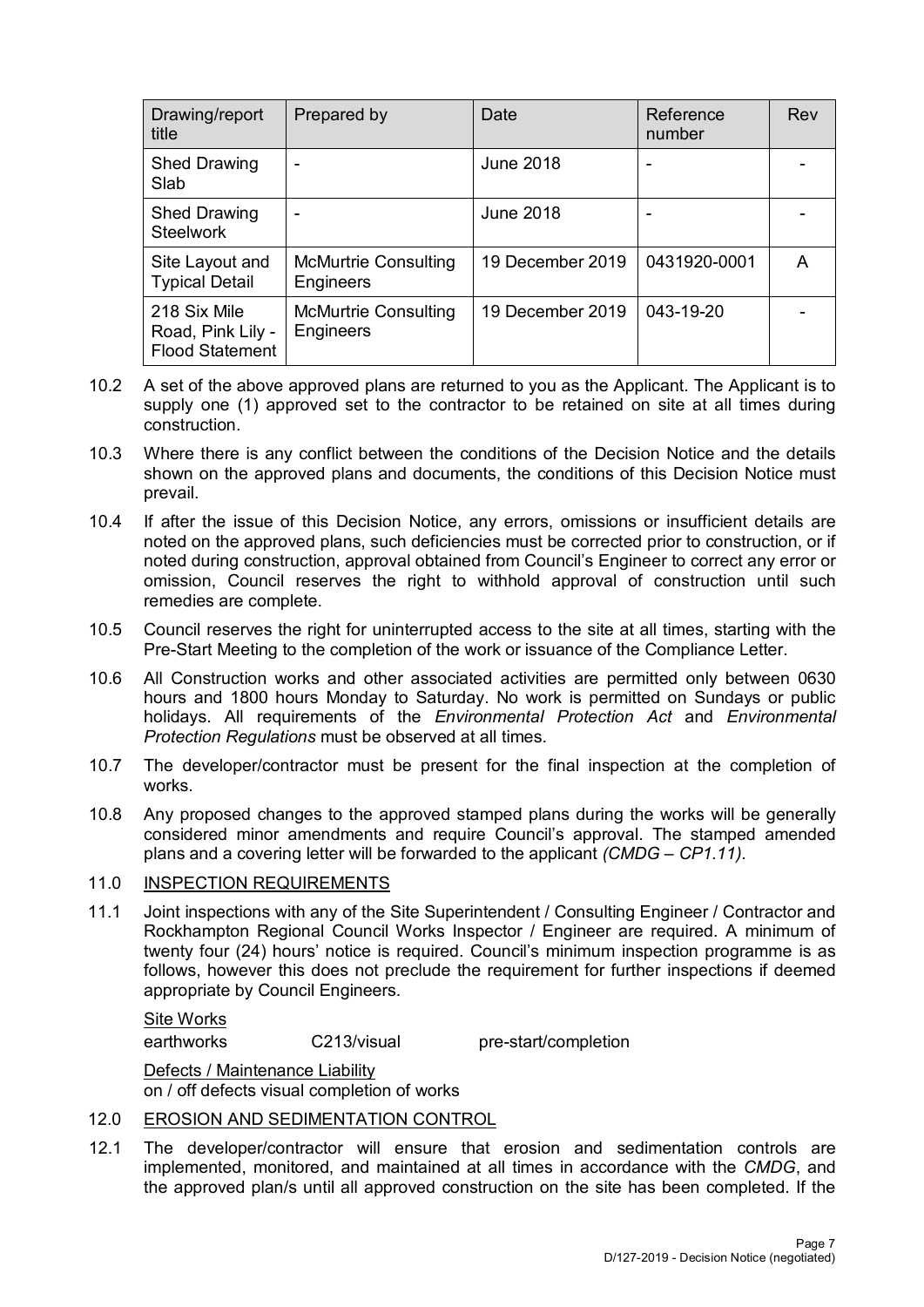| Drawing/report title | Prepared by | Date | Reference number | Rev |
|---|---|---|---|---|
| Shed Drawing Slab | - | June 2018 | - | - |
| Shed Drawing Steelwork | - | June 2018 | - | - |
| Site Layout and Typical Detail | McMurtrie Consulting Engineers | 19 December 2019 | 0431920-0001 | A |
| 218 Six Mile Road, Pink Lily - Flood Statement | McMurtrie Consulting Engineers | 19 December 2019 | 043-19-20 | - |

10.2 A set of the above approved plans are returned to you as the Applicant. The Applicant is to supply one (1) approved set to the contractor to be retained on site at all times during construction.

10.3 Where there is any conflict between the conditions of the Decision Notice and the details shown on the approved plans and documents, the conditions of this Decision Notice must prevail.

10.4 If after the issue of this Decision Notice, any errors, omissions or insufficient details are noted on the approved plans, such deficiencies must be corrected prior to construction, or if noted during construction, approval obtained from Council's Engineer to correct any error or omission, Council reserves the right to withhold approval of construction until such remedies are complete.

10.5 Council reserves the right for uninterrupted access to the site at all times, starting with the Pre-Start Meeting to the completion of the work or issuance of the Compliance Letter.

10.6 All Construction works and other associated activities are permitted only between 0630 hours and 1800 hours Monday to Saturday. No work is permitted on Sundays or public holidays. All requirements of the *Environmental Protection Act* and *Environmental Protection Regulations* must be observed at all times.

10.7 The developer/contractor must be present for the final inspection at the completion of works.

10.8 Any proposed changes to the approved stamped plans during the works will be generally considered minor amendments and require Council's approval. The stamped amended plans and a covering letter will be forwarded to the applicant *(CMDG – CP1.11)*.

## 11.0 INSPECTION REQUIREMENTS

11.1 Joint inspections with any of the Site Superintendent / Consulting Engineer / Contractor and Rockhampton Regional Council Works Inspector / Engineer are required. A minimum of twenty four (24) hours' notice is required. Council's minimum inspection programme is as follows, however this does not preclude the requirement for further inspections if deemed appropriate by Council Engineers.

Site Works

| | | |
|---|---|---|
| earthworks | C213/visual | pre-start/completion |

Defects / Maintenance Liability

on / off defects visual completion of works

## 12.0 EROSION AND SEDIMENTATION CONTROL

12.1 The developer/contractor will ensure that erosion and sedimentation controls are implemented, monitored, and maintained at all times in accordance with the *CMDG*, and the approved plan/s until all approved construction on the site has been completed. If the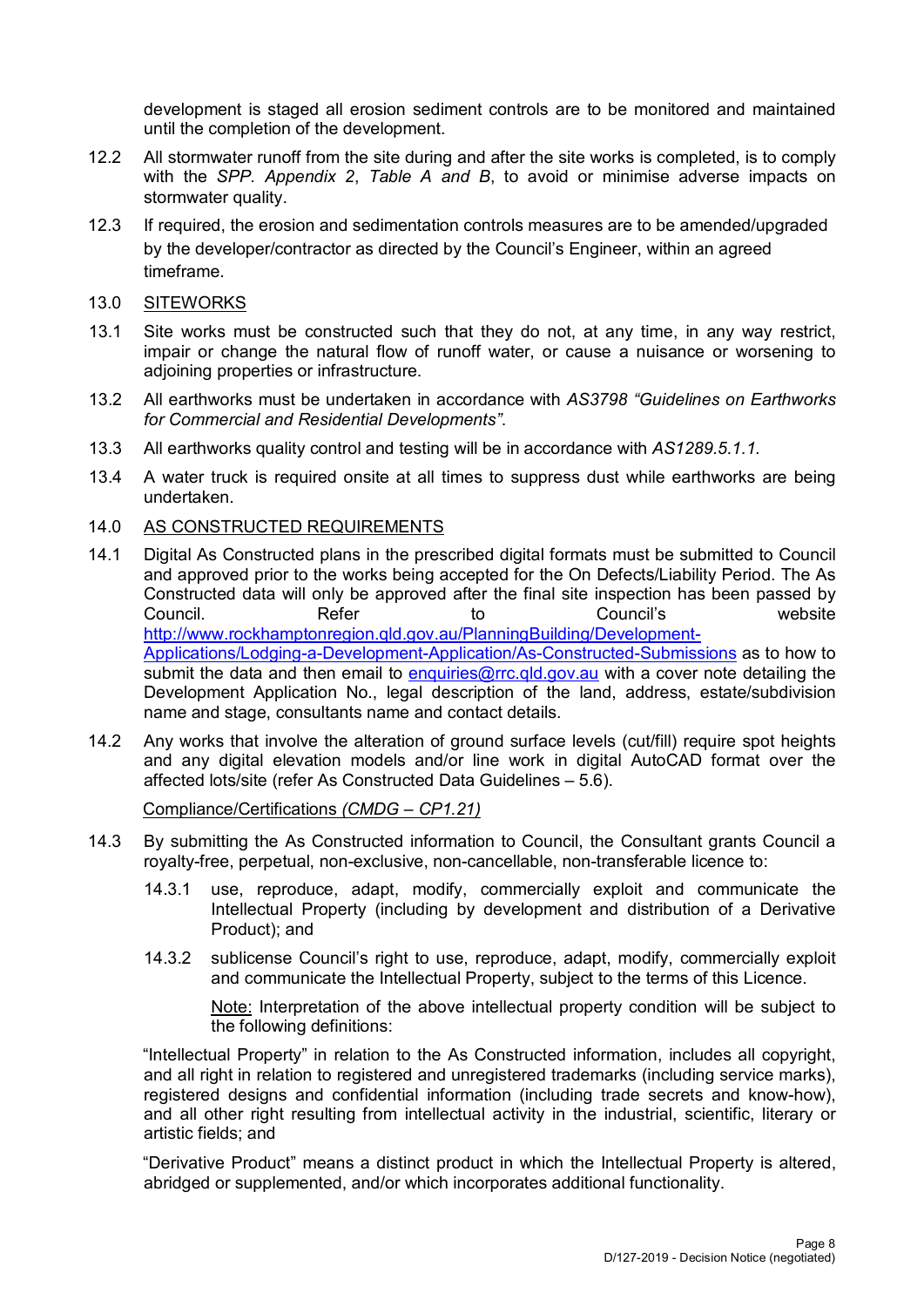development is staged all erosion sediment controls are to be monitored and maintained until the completion of the development.

12.2 All stormwater runoff from the site during and after the site works is completed, is to comply with the *SPP. Appendix 2*, *Table A and B*, to avoid or minimise adverse impacts on stormwater quality.

12.3 If required, the erosion and sedimentation controls measures are to be amended/upgraded by the developer/contractor as directed by the Council's Engineer, within an agreed timeframe.

13.0 <u>SITEWORKS</u>

13.1 Site works must be constructed such that they do not, at any time, in any way restrict, impair or change the natural flow of runoff water, or cause a nuisance or worsening to adjoining properties or infrastructure.

13.2 All earthworks must be undertaken in accordance with *AS3798 "Guidelines on Earthworks for Commercial and Residential Developments"*.

13.3 All earthworks quality control and testing will be in accordance with *AS1289.5.1.1.*

13.4 A water truck is required onsite at all times to suppress dust while earthworks are being undertaken.

14.0 <u>AS CONSTRUCTED REQUIREMENTS</u>

14.1 Digital As Constructed plans in the prescribed digital formats must be submitted to Council and approved prior to the works being accepted for the On Defects/Liability Period. The As Constructed data will only be approved after the final site inspection has been passed by Council. Refer to Council's website [http://www.rockhamptonregion.qld.gov.au/PlanningBuilding/Development-Applications/Lodging-a-Development-Application/As-Constructed-Submissions](http://www.rockhamptonregion.qld.gov.au/PlanningBuilding/Development-Applications/Lodging-a-Development-Application/As-Constructed-Submissions) as to how to submit the data and then email to [enquiries@rrc.qld.gov.au](mailto:enquiries@rrc.qld.gov.au) with a cover note detailing the Development Application No., legal description of the land, address, estate/subdivision name and stage, consultants name and contact details.

14.2 Any works that involve the alteration of ground surface levels (cut/fill) require spot heights and any digital elevation models and/or line work in digital AutoCAD format over the affected lots/site (refer As Constructed Data Guidelines – 5.6).

<u>Compliance/Certifications *(CMDG – CP1.21)*</u>

14.3 By submitting the As Constructed information to Council, the Consultant grants Council a royalty-free, perpetual, non-exclusive, non-cancellable, non-transferable licence to:

14.3.1 use, reproduce, adapt, modify, commercially exploit and communicate the Intellectual Property (including by development and distribution of a Derivative Product); and

14.3.2 sublicense Council's right to use, reproduce, adapt, modify, commercially exploit and communicate the Intellectual Property, subject to the terms of this Licence.

<u>Note:</u> Interpretation of the above intellectual property condition will be subject to the following definitions:

"Intellectual Property" in relation to the As Constructed information, includes all copyright, and all right in relation to registered and unregistered trademarks (including service marks), registered designs and confidential information (including trade secrets and know-how), and all other right resulting from intellectual activity in the industrial, scientific, literary or artistic fields; and

"Derivative Product" means a distinct product in which the Intellectual Property is altered, abridged or supplemented, and/or which incorporates additional functionality.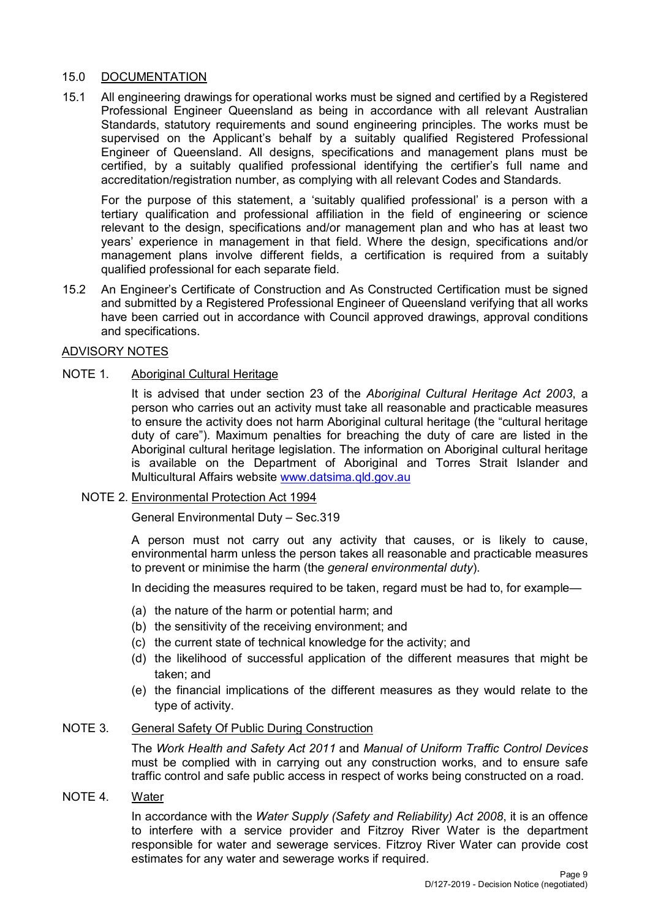## 15.0 DOCUMENTATION

15.1 All engineering drawings for operational works must be signed and certified by a Registered Professional Engineer Queensland as being in accordance with all relevant Australian Standards, statutory requirements and sound engineering principles. The works must be supervised on the Applicant's behalf by a suitably qualified Registered Professional Engineer of Queensland. All designs, specifications and management plans must be certified, by a suitably qualified professional identifying the certifier's full name and accreditation/registration number, as complying with all relevant Codes and Standards.

For the purpose of this statement, a 'suitably qualified professional' is a person with a tertiary qualification and professional affiliation in the field of engineering or science relevant to the design, specifications and/or management plan and who has at least two years' experience in management in that field. Where the design, specifications and/or management plans involve different fields, a certification is required from a suitably qualified professional for each separate field.

15.2 An Engineer's Certificate of Construction and As Constructed Certification must be signed and submitted by a Registered Professional Engineer of Queensland verifying that all works have been carried out in accordance with Council approved drawings, approval conditions and specifications.

## ADVISORY NOTES

NOTE 1. Aboriginal Cultural Heritage

It is advised that under section 23 of the *Aboriginal Cultural Heritage Act 2003*, a person who carries out an activity must take all reasonable and practicable measures to ensure the activity does not harm Aboriginal cultural heritage (the "cultural heritage duty of care"). Maximum penalties for breaching the duty of care are listed in the Aboriginal cultural heritage legislation. The information on Aboriginal cultural heritage is available on the Department of Aboriginal and Torres Strait Islander and Multicultural Affairs website www.datsima.qld.gov.au

NOTE 2. Environmental Protection Act 1994

General Environmental Duty – Sec.319

A person must not carry out any activity that causes, or is likely to cause, environmental harm unless the person takes all reasonable and practicable measures to prevent or minimise the harm (the *general environmental duty*).

In deciding the measures required to be taken, regard must be had to, for example—

(a) the nature of the harm or potential harm; and
(b) the sensitivity of the receiving environment; and
(c) the current state of technical knowledge for the activity; and
(d) the likelihood of successful application of the different measures that might be taken; and
(e) the financial implications of the different measures as they would relate to the type of activity.

NOTE 3. General Safety Of Public During Construction

The *Work Health and Safety Act 2011* and *Manual of Uniform Traffic Control Devices* must be complied with in carrying out any construction works, and to ensure safe traffic control and safe public access in respect of works being constructed on a road.

NOTE 4. Water

In accordance with the *Water Supply (Safety and Reliability) Act 2008*, it is an offence to interfere with a service provider and Fitzroy River Water is the department responsible for water and sewerage services. Fitzroy River Water can provide cost estimates for any water and sewerage works if required.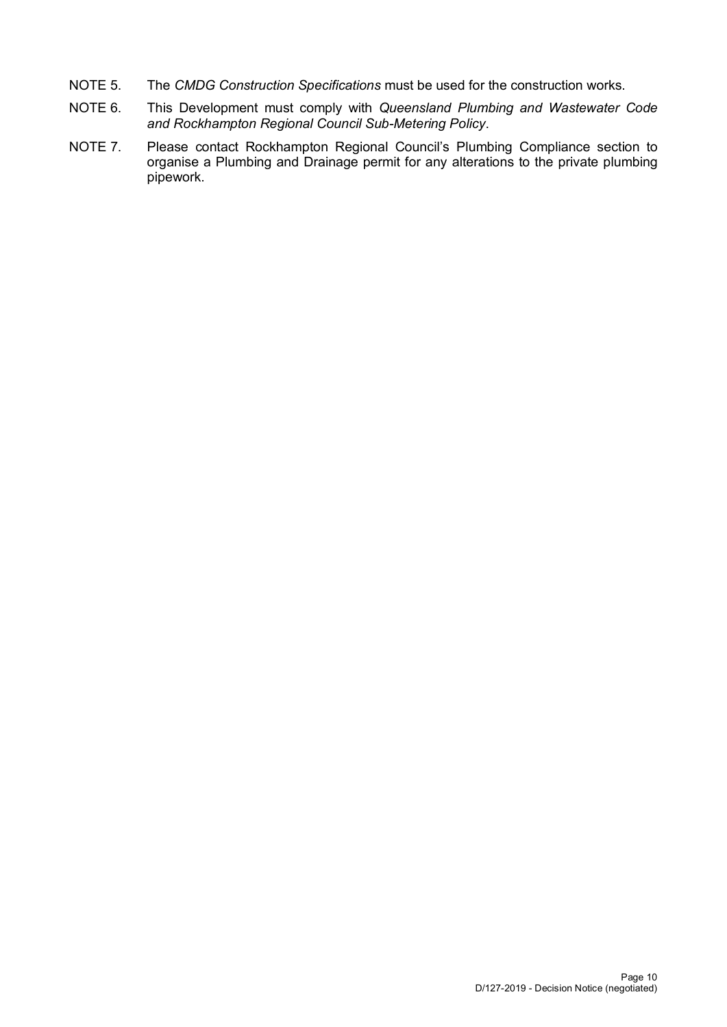NOTE 5. The *CMDG Construction Specifications* must be used for the construction works.

NOTE 6. This Development must comply with *Queensland Plumbing and Wastewater Code and Rockhampton Regional Council Sub-Metering Policy*.

NOTE 7. Please contact Rockhampton Regional Council's Plumbing Compliance section to organise a Plumbing and Drainage permit for any alterations to the private plumbing pipework.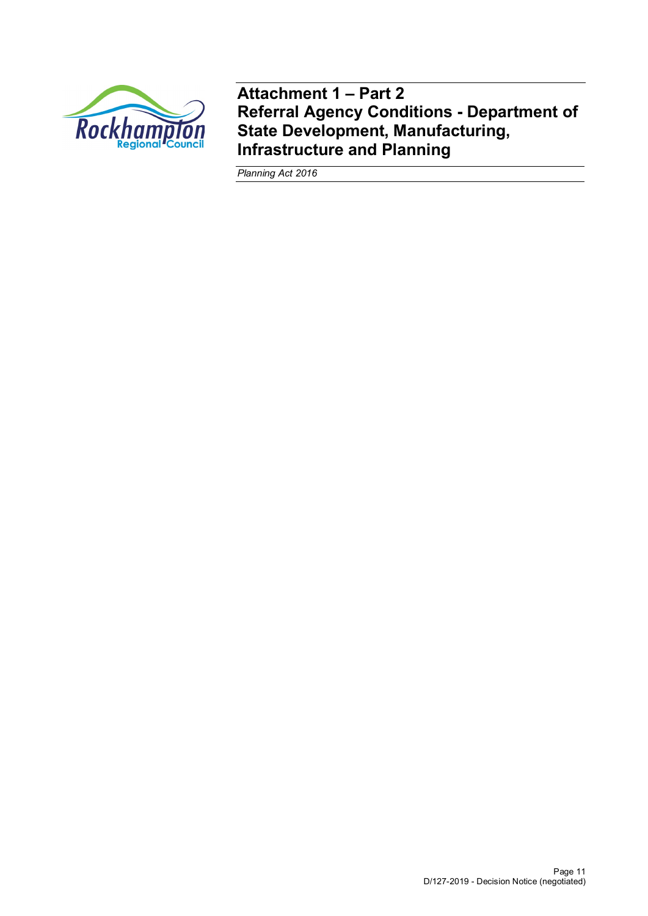# Attachment 1 – Part 2
# Referral Agency Conditions - Department of State Development, Manufacturing, Infrastructure and Planning

*Planning Act 2016*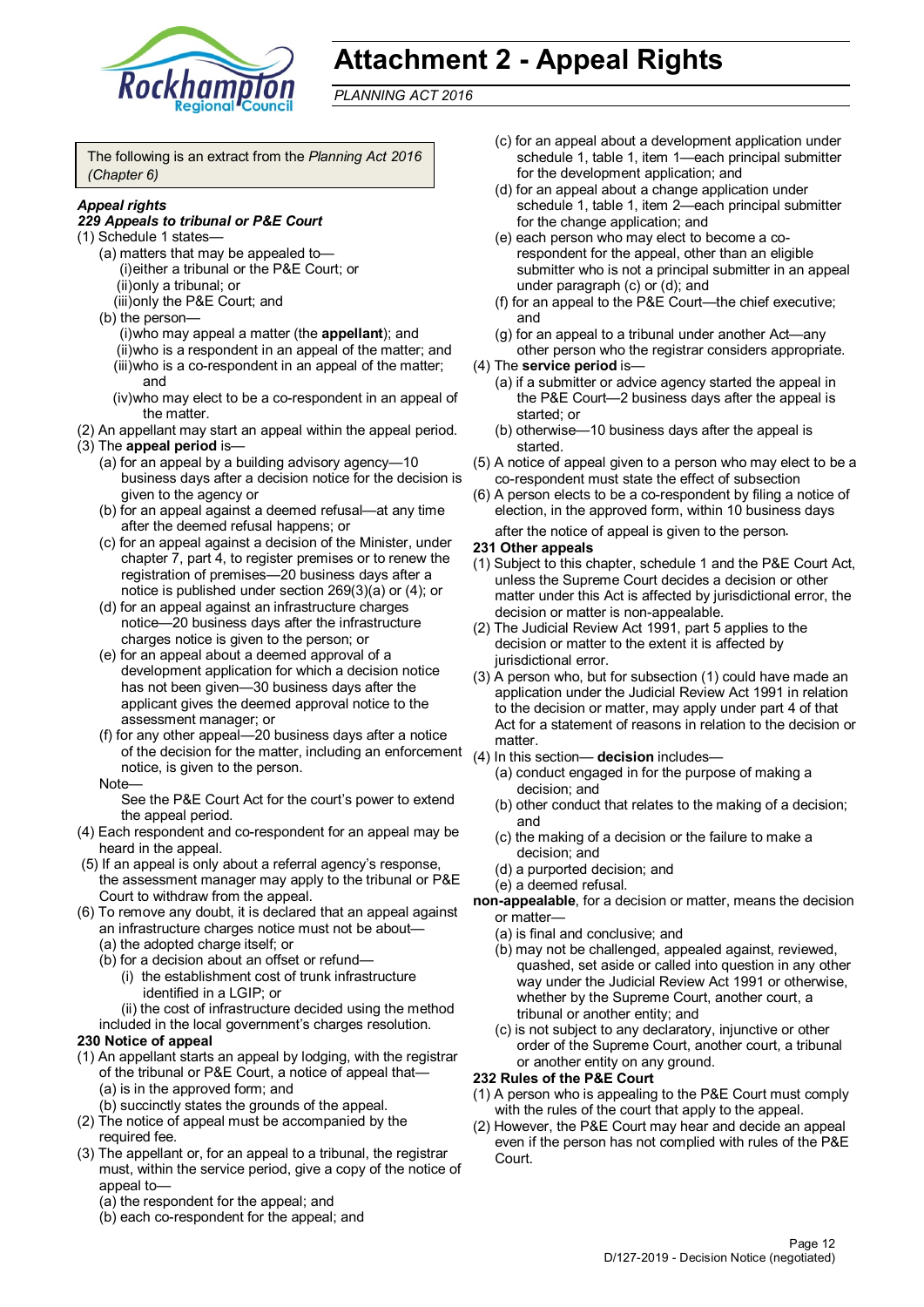# Attachment 2 - Appeal Rights

*PLANNING ACT 2016*

The following is an extract from the *Planning Act 2016 (Chapter 6)*

***Appeal rights***

***229 Appeals to tribunal or P&E Court***

(1) Schedule 1 states—
- (a) matters that may be appealed to—
  - (i) either a tribunal or the P&E Court; or
  - (ii) only a tribunal; or
  - (iii) only the P&E Court; and
- (b) the person—
  - (i) who may appeal a matter (the **appellant**); and
  - (ii) who is a respondent in an appeal of the matter; and
  - (iii) who is a co-respondent in an appeal of the matter; and
  - (iv) who may elect to be a co-respondent in an appeal of the matter.

(2) An appellant may start an appeal within the appeal period.

(3) The **appeal period** is—
- (a) for an appeal by a building advisory agency—10 business days after a decision notice for the decision is given to the agency or
- (b) for an appeal against a deemed refusal—at any time after the deemed refusal happens; or
- (c) for an appeal against a decision of the Minister, under chapter 7, part 4, to register premises or to renew the registration of premises—20 business days after a notice is published under section 269(3)(a) or (4); or
- (d) for an appeal against an infrastructure charges notice—20 business days after the infrastructure charges notice is given to the person; or
- (e) for an appeal about a deemed approval of a development application for which a decision notice has not been given—30 business days after the applicant gives the deemed approval notice to the assessment manager; or
- (f) for any other appeal—20 business days after a notice of the decision for the matter, including an enforcement notice, is given to the person.

Note—

See the P&E Court Act for the court's power to extend the appeal period.

(4) Each respondent and co-respondent for an appeal may be heard in the appeal.

(5) If an appeal is only about a referral agency's response, the assessment manager may apply to the tribunal or P&E Court to withdraw from the appeal.

(6) To remove any doubt, it is declared that an appeal against an infrastructure charges notice must not be about—
- (a) the adopted charge itself; or
- (b) for a decision about an offset or refund—
  - (i) the establishment cost of trunk infrastructure identified in a LGIP; or
  - (ii) the cost of infrastructure decided using the method included in the local government's charges resolution.

**230 Notice of appeal**

(1) An appellant starts an appeal by lodging, with the registrar of the tribunal or P&E Court, a notice of appeal that—
- (a) is in the approved form; and
- (b) succinctly states the grounds of the appeal.

(2) The notice of appeal must be accompanied by the required fee.

(3) The appellant or, for an appeal to a tribunal, the registrar must, within the service period, give a copy of the notice of appeal to—
- (a) the respondent for the appeal; and
- (b) each co-respondent for the appeal; and
- (c) for an appeal about a development application under schedule 1, table 1, item 1—each principal submitter for the development application; and
- (d) for an appeal about a change application under schedule 1, table 1, item 2—each principal submitter for the change application; and
- (e) each person who may elect to become a co-respondent for the appeal, other than an eligible submitter who is not a principal submitter in an appeal under paragraph (c) or (d); and
- (f) for an appeal to the P&E Court—the chief executive; and
- (g) for an appeal to a tribunal under another Act—any other person who the registrar considers appropriate.

(4) The **service period** is—
- (a) if a submitter or advice agency started the appeal in the P&E Court—2 business days after the appeal is started; or
- (b) otherwise—10 business days after the appeal is started.

(5) A notice of appeal given to a person who may elect to be a co-respondent must state the effect of subsection

(6) A person elects to be a co-respondent by filing a notice of election, in the approved form, within 10 business days after the notice of appeal is given to the person.

**231 Other appeals**

(1) Subject to this chapter, schedule 1 and the P&E Court Act, unless the Supreme Court decides a decision or other matter under this Act is affected by jurisdictional error, the decision or matter is non-appealable.

(2) The Judicial Review Act 1991, part 5 applies to the decision or matter to the extent it is affected by jurisdictional error.

(3) A person who, but for subsection (1) could have made an application under the Judicial Review Act 1991 in relation to the decision or matter, may apply under part 4 of that Act for a statement of reasons in relation to the decision or matter.

(4) In this section— **decision** includes—
- (a) conduct engaged in for the purpose of making a decision; and
- (b) other conduct that relates to the making of a decision; and
- (c) the making of a decision or the failure to make a decision; and
- (d) a purported decision; and
- (e) a deemed refusal.

**non-appealable**, for a decision or matter, means the decision or matter—
- (a) is final and conclusive; and
- (b) may not be challenged, appealed against, reviewed, quashed, set aside or called into question in any other way under the Judicial Review Act 1991 or otherwise, whether by the Supreme Court, another court, a tribunal or another entity; and
- (c) is not subject to any declaratory, injunctive or other order of the Supreme Court, another court, a tribunal or another entity on any ground.

**232 Rules of the P&E Court**

(1) A person who is appealing to the P&E Court must comply with the rules of the court that apply to the appeal.

(2) However, the P&E Court may hear and decide an appeal even if the person has not complied with rules of the P&E Court.

D/127-2019 - Decision Notice (negotiated)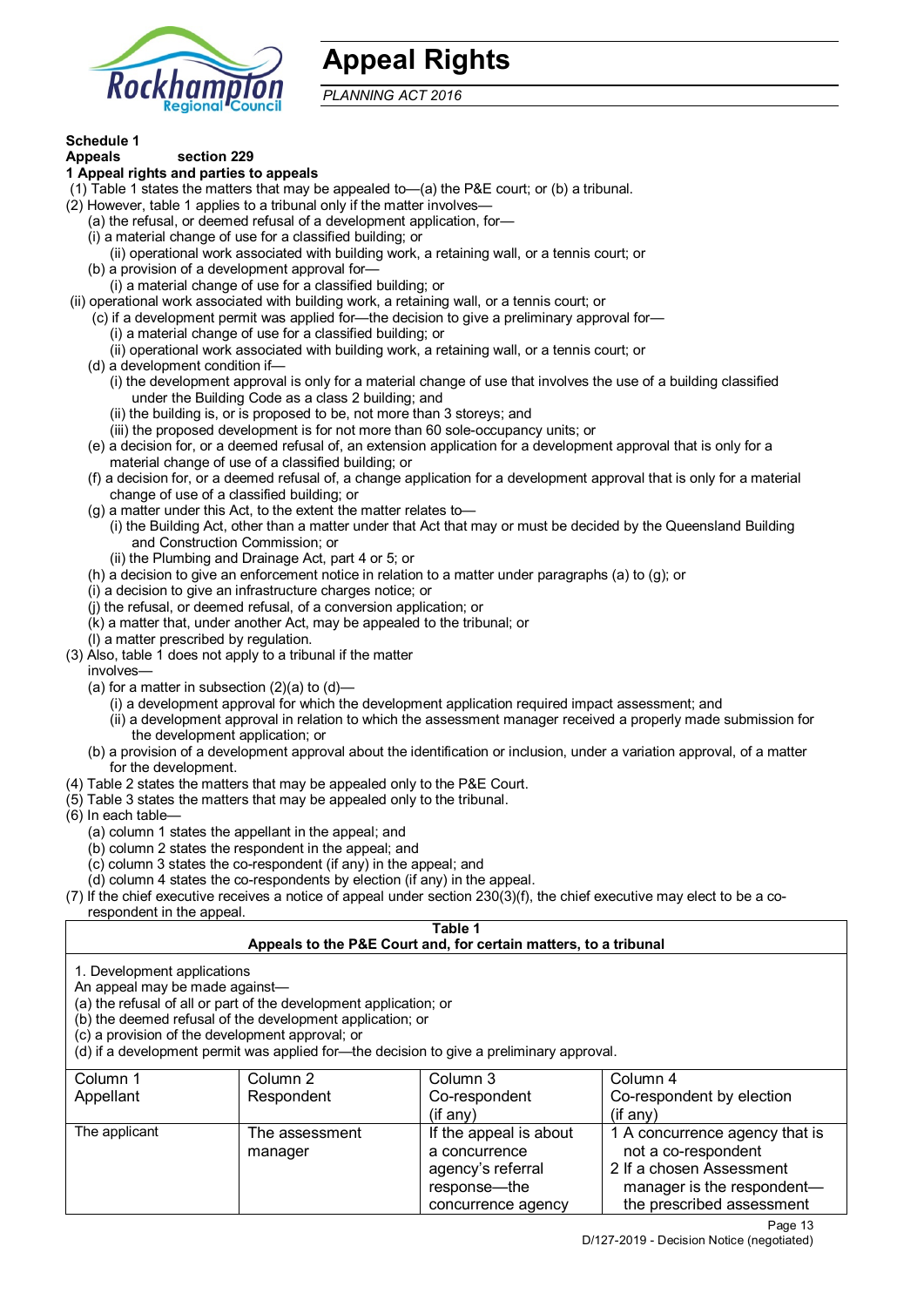# Appeal Rights

*PLANNING ACT 2016*

**Schedule 1**
**Appeals section 229**

**1 Appeal rights and parties to appeals**

(1) Table 1 states the matters that may be appealed to—(a) the P&E court; or (b) a tribunal.

(2) However, table 1 applies to a tribunal only if the matter involves—

(a) the refusal, or deemed refusal of a development application, for—

(i) a material change of use for a classified building; or

(ii) operational work associated with building work, a retaining wall, or a tennis court; or

(b) a provision of a development approval for—

(i) a material change of use for a classified building; or

(ii) operational work associated with building work, a retaining wall, or a tennis court; or

(c) if a development permit was applied for—the decision to give a preliminary approval for—

(i) a material change of use for a classified building; or

(ii) operational work associated with building work, a retaining wall, or a tennis court; or

(d) a development condition if—

(i) the development approval is only for a material change of use that involves the use of a building classified under the Building Code as a class 2 building; and

(ii) the building is, or is proposed to be, not more than 3 storeys; and

(iii) the proposed development is for not more than 60 sole-occupancy units; or

(e) a decision for, or a deemed refusal of, an extension application for a development approval that is only for a material change of use of a classified building; or

(f) a decision for, or a deemed refusal of, a change application for a development approval that is only for a material change of use of a classified building; or

(g) a matter under this Act, to the extent the matter relates to—

(i) the Building Act, other than a matter under that Act that may or must be decided by the Queensland Building and Construction Commission; or

(ii) the Plumbing and Drainage Act, part 4 or 5; or

(h) a decision to give an enforcement notice in relation to a matter under paragraphs (a) to (g); or

(i) a decision to give an infrastructure charges notice; or

(j) the refusal, or deemed refusal, of a conversion application; or

(k) a matter that, under another Act, may be appealed to the tribunal; or

(l) a matter prescribed by regulation.

(3) Also, table 1 does not apply to a tribunal if the matter involves—

(a) for a matter in subsection (2)(a) to (d)—

(i) a development approval for which the development application required impact assessment; and

(ii) a development approval in relation to which the assessment manager received a properly made submission for the development application; or

(b) a provision of a development approval about the identification or inclusion, under a variation approval, of a matter for the development.

(4) Table 2 states the matters that may be appealed only to the P&E Court.

(5) Table 3 states the matters that may be appealed only to the tribunal.

(6) In each table—

(a) column 1 states the appellant in the appeal; and

(b) column 2 states the respondent in the appeal; and

(c) column 3 states the co-respondent (if any) in the appeal; and

(d) column 4 states the co-respondents by election (if any) in the appeal.

(7) If the chief executive receives a notice of appeal under section 230(3)(f), the chief executive may elect to be a co-respondent in the appeal.

**Table 1**
**Appeals to the P&E Court and, for certain matters, to a tribunal**

1. Development applications

An appeal may be made against—

(a) the refusal of all or part of the development application; or

(b) the deemed refusal of the development application; or

(c) a provision of the development approval; or

(d) if a development permit was applied for—the decision to give a preliminary approval.

| Column 1<br>Appellant | Column 2<br>Respondent | Column 3<br>Co-respondent<br>(if any) | Column 4<br>Co-respondent by election<br>(if any) |
|---|---|---|---|
| The applicant | The assessment manager | If the appeal is about a concurrence agency's referral response—the concurrence agency | 1 A concurrence agency that is not a co-respondent<br>2 If a chosen Assessment manager is the respondent—the prescribed assessment |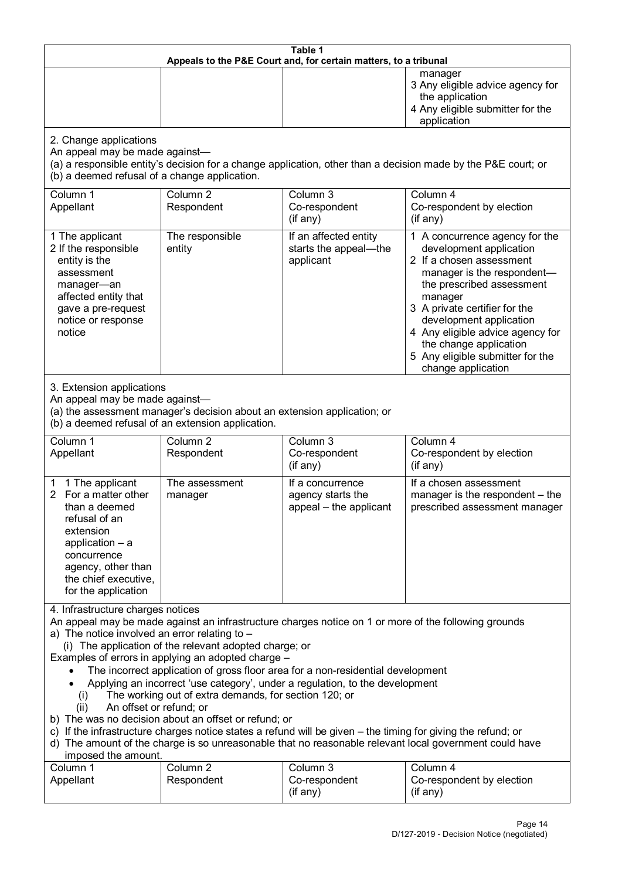**Table 1**
**Appeals to the P&E Court and, for certain matters, to a tribunal**

| | | | |
|---|---|---|---|
| | | | manager<br>3 Any eligible advice agency for the application<br>4 Any eligible submitter for the application |

2. Change applications
An appeal may be made against—
(a) a responsible entity's decision for a change application, other than a decision made by the P&E court; or
(b) a deemed refusal of a change application.

| Column 1<br>Appellant | Column 2<br>Respondent | Column 3<br>Co-respondent<br>(if any) | Column 4<br>Co-respondent by election<br>(if any) |
|---|---|---|---|
| 1 The applicant<br>2 If the responsible entity is the assessment manager—an affected entity that gave a pre-request notice or response notice | The responsible entity | If an affected entity starts the appeal—the applicant | 1 A concurrence agency for the development application<br>2 If a chosen assessment manager is the respondent—the prescribed assessment manager<br>3 A private certifier for the development application<br>4 Any eligible advice agency for the change application<br>5 Any eligible submitter for the change application |

3. Extension applications
An appeal may be made against—
(a) the assessment manager's decision about an extension application; or
(b) a deemed refusal of an extension application.

| Column 1<br>Appellant | Column 2<br>Respondent | Column 3<br>Co-respondent<br>(if any) | Column 4<br>Co-respondent by election<br>(if any) |
|---|---|---|---|
| 1 1 The applicant<br>2 For a matter other than a deemed refusal of an extension application – a concurrence agency, other than the chief executive, for the application | The assessment manager | If a concurrence agency starts the appeal – the applicant | If a chosen assessment manager is the respondent – the prescribed assessment manager |

4. Infrastructure charges notices
An appeal may be made against an infrastructure charges notice on 1 or more of the following grounds
a) The notice involved an error relating to –
(i) The application of the relevant adopted charge; or
Examples of errors in applying an adopted charge –
- The incorrect application of gross floor area for a non-residential development
- Applying an incorrect 'use category', under a regulation, to the development
(i) The working out of extra demands, for section 120; or
(ii) An offset or refund; or
b) The was no decision about an offset or refund; or
c) If the infrastructure charges notice states a refund will be given – the timing for giving the refund; or
d) The amount of the charge is so unreasonable that no reasonable relevant local government could have imposed the amount.

| Column 1<br>Appellant | Column 2<br>Respondent | Column 3<br>Co-respondent<br>(if any) | Column 4<br>Co-respondent by election<br>(if any) |
|---|---|---|---|

D/127-2019 - Decision Notice (negotiated)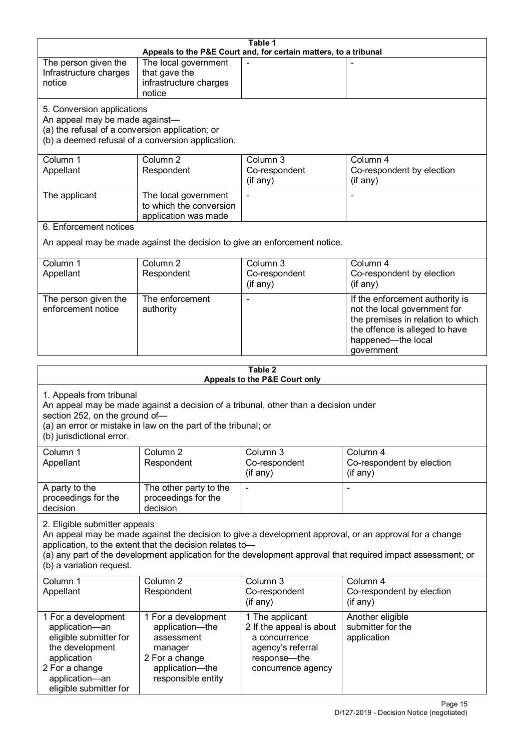**Table 1**
**Appeals to the P&E Court and, for certain matters, to a tribunal**

| | | | |
|---|---|---|---|
| The person given the Infrastructure charges notice | The local government that gave the infrastructure charges notice | - | - |

5. Conversion applications
An appeal may be made against—
(a) the refusal of a conversion application; or
(b) a deemed refusal of a conversion application.

| Column 1<br>Appellant | Column 2<br>Respondent | Column 3<br>Co-respondent<br>(if any) | Column 4<br>Co-respondent by election<br>(if any) |
|---|---|---|---|
| The applicant | The local government to which the conversion application was made | - | - |

6. Enforcement notices

An appeal may be made against the decision to give an enforcement notice.

| Column 1<br>Appellant | Column 2<br>Respondent | Column 3<br>Co-respondent<br>(if any) | Column 4<br>Co-respondent by election<br>(if any) |
|---|---|---|---|
| The person given the enforcement notice | The enforcement authority | - | If the enforcement authority is not the local government for the premises in relation to which the offence is alleged to have happened—the local government |

**Table 2**
**Appeals to the P&E Court only**

1. Appeals from tribunal
An appeal may be made against a decision of a tribunal, other than a decision under section 252, on the ground of—
(a) an error or mistake in law on the part of the tribunal; or
(b) jurisdictional error.

| Column 1<br>Appellant | Column 2<br>Respondent | Column 3<br>Co-respondent<br>(if any) | Column 4<br>Co-respondent by election<br>(if any) |
|---|---|---|---|
| A party to the proceedings for the decision | The other party to the proceedings for the decision | - | - |

2. Eligible submitter appeals
An appeal may be made against the decision to give a development approval, or an approval for a change application, to the extent that the decision relates to—
(a) any part of the development application for the development approval that required impact assessment; or
(b) a variation request.

| Column 1<br>Appellant | Column 2<br>Respondent | Column 3<br>Co-respondent<br>(if any) | Column 4<br>Co-respondent by election<br>(if any) |
|---|---|---|---|
| 1 For a development application—an eligible submitter for the development application<br>2 For a change application—an eligible submitter for | 1 For a development application—the assessment manager<br>2 For a change application—the responsible entity | 1 The applicant<br>2 If the appeal is about a concurrence agency's referral response—the concurrence agency | Another eligible submitter for the application |

D/127-2019 - Decision Notice (negotiated)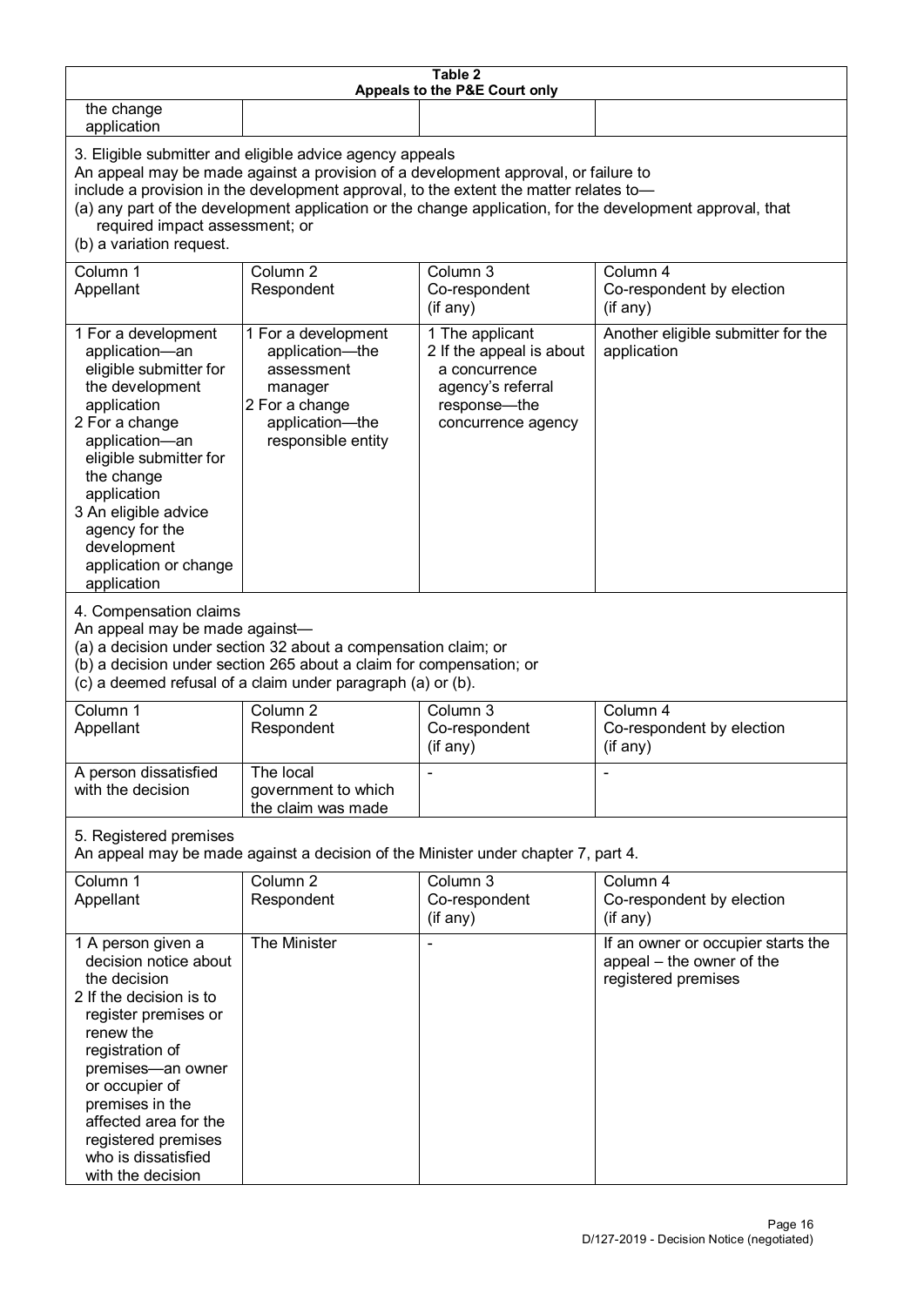**Table 2**
**Appeals to the P&E Court only**

| | | | |
|---|---|---|---|
| the change application | | | |

3. Eligible submitter and eligible advice agency appeals

An appeal may be made against a provision of a development approval, or failure to include a provision in the development approval, to the extent the matter relates to—

(a) any part of the development application or the change application, for the development approval, that required impact assessment; or

(b) a variation request.

| Column 1<br>Appellant | Column 2<br>Respondent | Column 3<br>Co-respondent<br>(if any) | Column 4<br>Co-respondent by election<br>(if any) |
|---|---|---|---|
| 1 For a development application—an eligible submitter for the development application<br>2 For a change application—an eligible submitter for the change application<br>3 An eligible advice agency for the development application or change application | 1 For a development application—the assessment manager<br>2 For a change application—the responsible entity | 1 The applicant<br>2 If the appeal is about a concurrence agency's referral response—the concurrence agency | Another eligible submitter for the application |

4. Compensation claims

An appeal may be made against—

(a) a decision under section 32 about a compensation claim; or

(b) a decision under section 265 about a claim for compensation; or

(c) a deemed refusal of a claim under paragraph (a) or (b).

| Column 1<br>Appellant | Column 2<br>Respondent | Column 3<br>Co-respondent<br>(if any) | Column 4<br>Co-respondent by election<br>(if any) |
|---|---|---|---|
| A person dissatisfied with the decision | The local government to which the claim was made | - | - |

5. Registered premises

An appeal may be made against a decision of the Minister under chapter 7, part 4.

| Column 1<br>Appellant | Column 2<br>Respondent | Column 3<br>Co-respondent<br>(if any) | Column 4<br>Co-respondent by election<br>(if any) |
|---|---|---|---|
| 1 A person given a decision notice about the decision<br>2 If the decision is to register premises or renew the registration of premises—an owner or occupier of premises in the affected area for the registered premises who is dissatisfied with the decision | The Minister | - | If an owner or occupier starts the appeal – the owner of the registered premises |

D/127-2019 - Decision Notice (negotiated)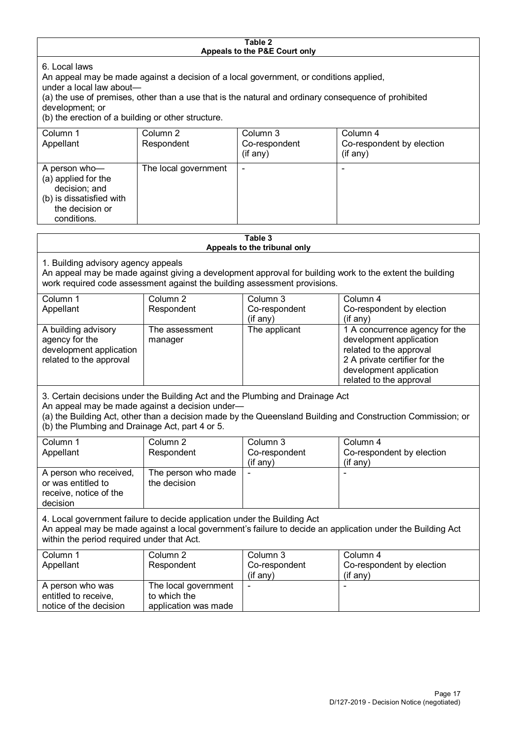**Table 2**
**Appeals to the P&E Court only**

6. Local laws
An appeal may be made against a decision of a local government, or conditions applied, under a local law about—
(a) the use of premises, other than a use that is the natural and ordinary consequence of prohibited development; or
(b) the erection of a building or other structure.

| Column 1 Appellant | Column 2 Respondent | Column 3 Co-respondent (if any) | Column 4 Co-respondent by election (if any) |
|---|---|---|---|
| A person who— (a) applied for the decision; and (b) is dissatisfied with the decision or conditions. | The local government | - | - |

**Table 3**
**Appeals to the tribunal only**

1. Building advisory agency appeals
An appeal may be made against giving a development approval for building work to the extent the building work required code assessment against the building assessment provisions.

| Column 1 Appellant | Column 2 Respondent | Column 3 Co-respondent (if any) | Column 4 Co-respondent by election (if any) |
|---|---|---|---|
| A building advisory agency for the development application related to the approval | The assessment manager | The applicant | 1 A concurrence agency for the development application related to the approval 2 A private certifier for the development application related to the approval |

3. Certain decisions under the Building Act and the Plumbing and Drainage Act
An appeal may be made against a decision under—
(a) the Building Act, other than a decision made by the Queensland Building and Construction Commission; or
(b) the Plumbing and Drainage Act, part 4 or 5.

| Column 1 Appellant | Column 2 Respondent | Column 3 Co-respondent (if any) | Column 4 Co-respondent by election (if any) |
|---|---|---|---|
| A person who received, or was entitled to receive, notice of the decision | The person who made the decision | - | - |

4. Local government failure to decide application under the Building Act
An appeal may be made against a local government's failure to decide an application under the Building Act within the period required under that Act.

| Column 1 Appellant | Column 2 Respondent | Column 3 Co-respondent (if any) | Column 4 Co-respondent by election (if any) |
|---|---|---|---|
| A person who was entitled to receive, notice of the decision | The local government to which the application was made | - | - |